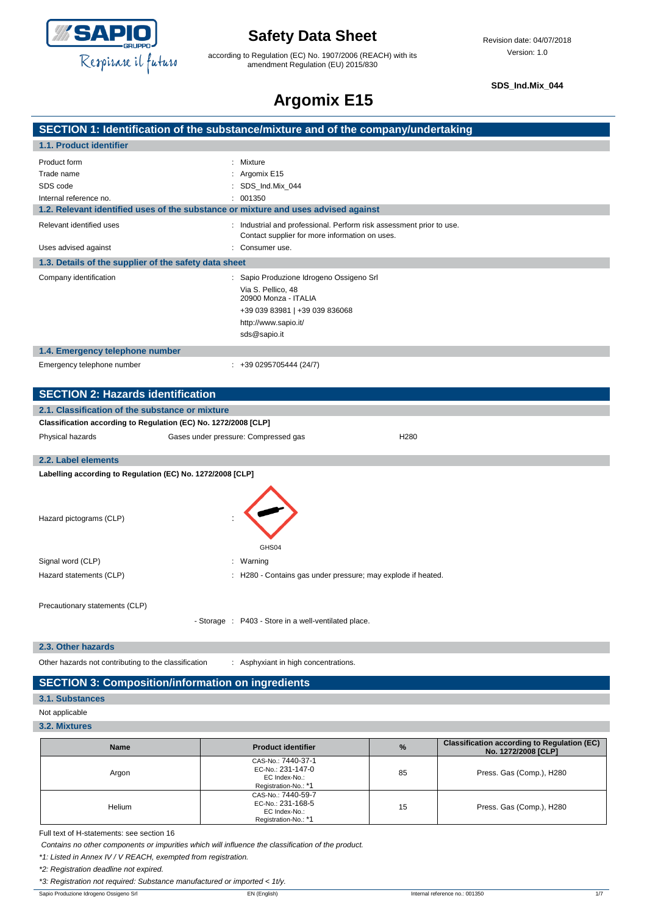# Safety Data Sheet

according to Regulation (EC) No. 1907/2006 (REACH) with its amendment Regulation (EU) 2015/830

Revision date: 04/07/2018
Version: 1.0

**SDS_Ind.Mix_044**

# Argomix E15

## SECTION 1: Identification of the substance/mixture and of the company/undertaking

### 1.1. Product identifier

| | |
|---|---|
| Product form | : Mixture |
| Trade name | : Argomix E15 |
| SDS code | : SDS_Ind.Mix_044 |
| Internal reference no. | : 001350 |

### 1.2. Relevant identified uses of the substance or mixture and uses advised against

| | |
|---|---|
| Relevant identified uses | : Industrial and professional. Perform risk assessment prior to use. Contact supplier for more information on uses. |
| Uses advised against | : Consumer use. |

### 1.3. Details of the supplier of the safety data sheet

Company identification : Sapio Produzione Idrogeno Ossigeno Srl
Via S. Pellico, 48
20900 Monza - ITALIA
+39 039 83981 | +39 039 836068
http://www.sapio.it/
sds@sapio.it

### 1.4. Emergency telephone number

Emergency telephone number : +39 0295705444 (24/7)

## SECTION 2: Hazards identification

### 2.1. Classification of the substance or mixture

**Classification according to Regulation (EC) No. 1272/2008 [CLP]**

| | | |
|---|---|---|
| Physical hazards | Gases under pressure: Compressed gas | H280 |

### 2.2. Label elements

**Labelling according to Regulation (EC) No. 1272/2008 [CLP]**

Hazard pictograms (CLP) :

GHS04

| | |
|---|---|
| Signal word (CLP) | : Warning |
| Hazard statements (CLP) | : H280 - Contains gas under pressure; may explode if heated. |

Precautionary statements (CLP)

- Storage : P403 - Store in a well-ventilated place.

### 2.3. Other hazards

Other hazards not contributing to the classification : Asphyxiant in high concentrations.

## SECTION 3: Composition/information on ingredients

### 3.1. Substances

Not applicable

### 3.2. Mixtures

| Name | Product identifier | % | Classification according to Regulation (EC) No. 1272/2008 [CLP] |
|---|---|---|---|
| Argon | CAS-No.: 7440-37-1<br>EC-No.: 231-147-0<br>EC Index-No.:<br>Registration-No.: *1 | 85 | Press. Gas (Comp.), H280 |
| Helium | CAS-No.: 7440-59-7<br>EC-No.: 231-168-5<br>EC Index-No.:<br>Registration-No.: *1 | 15 | Press. Gas (Comp.), H280 |

Full text of H-statements: see section 16

*Contains no other components or impurities which will influence the classification of the product.*

*\*1: Listed in Annex IV / V REACH, exempted from registration.*

*\*2: Registration deadline not expired.*

*\*3: Registration not required: Substance manufactured or imported < 1t/y.*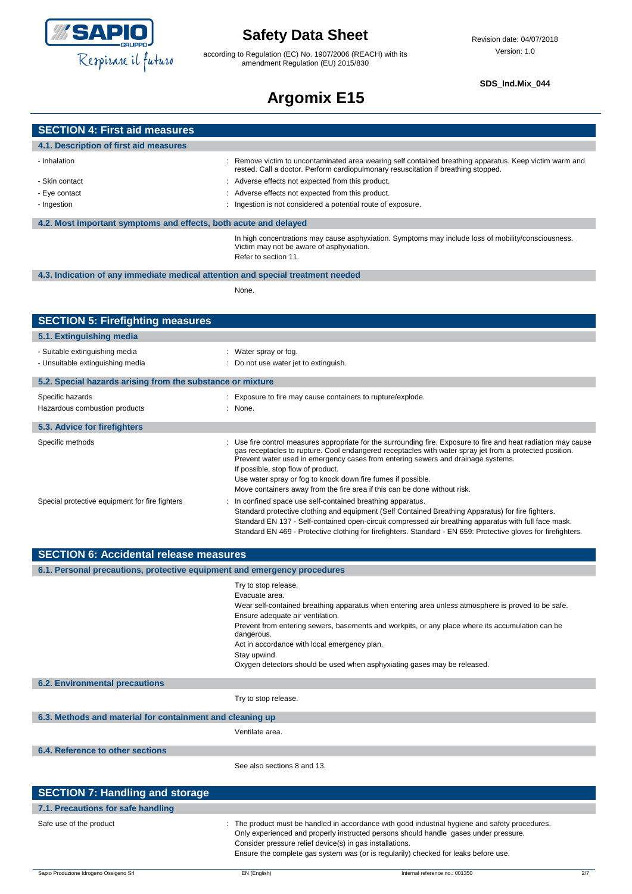## SECTION 4: First aid measures

### 4.1. Description of first aid measures

| | |
|---|---|
| - Inhalation | : Remove victim to uncontaminated area wearing self contained breathing apparatus. Keep victim warm and rested. Call a doctor. Perform cardiopulmonary resuscitation if breathing stopped. |
| - Skin contact | : Adverse effects not expected from this product. |
| - Eye contact | : Adverse effects not expected from this product. |
| - Ingestion | : Ingestion is not considered a potential route of exposure. |

### 4.2. Most important symptoms and effects, both acute and delayed

In high concentrations may cause asphyxiation. Symptoms may include loss of mobility/consciousness. Victim may not be aware of asphyxiation.

Refer to section 11.

### 4.3. Indication of any immediate medical attention and special treatment needed

None.

## SECTION 5: Firefighting measures

### 5.1. Extinguishing media

| | |
|---|---|
| - Suitable extinguishing media | : Water spray or fog. |
| - Unsuitable extinguishing media | : Do not use water jet to extinguish. |

### 5.2. Special hazards arising from the substance or mixture

| | |
|---|---|
| Specific hazards | : Exposure to fire may cause containers to rupture/explode. |
| Hazardous combustion products | : None. |

### 5.3. Advice for firefighters

| | |
|---|---|
| Specific methods | : Use fire control measures appropriate for the surrounding fire. Exposure to fire and heat radiation may cause gas receptacles to rupture. Cool endangered receptacles with water spray jet from a protected position. Prevent water used in emergency cases from entering sewers and drainage systems.<br>If possible, stop flow of product.<br>Use water spray or fog to knock down fire fumes if possible.<br>Move containers away from the fire area if this can be done without risk. |
| Special protective equipment for fire fighters | : In confined space use self-contained breathing apparatus.<br>Standard protective clothing and equipment (Self Contained Breathing Apparatus) for fire fighters.<br>Standard EN 137 - Self-contained open-circuit compressed air breathing apparatus with full face mask.<br>Standard EN 469 - Protective clothing for firefighters. Standard - EN 659: Protective gloves for firefighters. |

## SECTION 6: Accidental release measures

### 6.1. Personal precautions, protective equipment and emergency procedures

Try to stop release.

Evacuate area.

Wear self-contained breathing apparatus when entering area unless atmosphere is proved to be safe.

Ensure adequate air ventilation.

Prevent from entering sewers, basements and workpits, or any place where its accumulation can be dangerous.

Act in accordance with local emergency plan.

Stay upwind.

Oxygen detectors should be used when asphyxiating gases may be released.

### 6.2. Environmental precautions

Try to stop release.

### 6.3. Methods and material for containment and cleaning up

Ventilate area.

### 6.4. Reference to other sections

See also sections 8 and 13.

## SECTION 7: Handling and storage

### 7.1. Precautions for safe handling

| | |
|---|---|
| Safe use of the product | : The product must be handled in accordance with good industrial hygiene and safety procedures.<br>Only experienced and properly instructed persons should handle gases under pressure.<br>Consider pressure relief device(s) in gas installations.<br>Ensure the complete gas system was (or is regularily) checked for leaks before use. |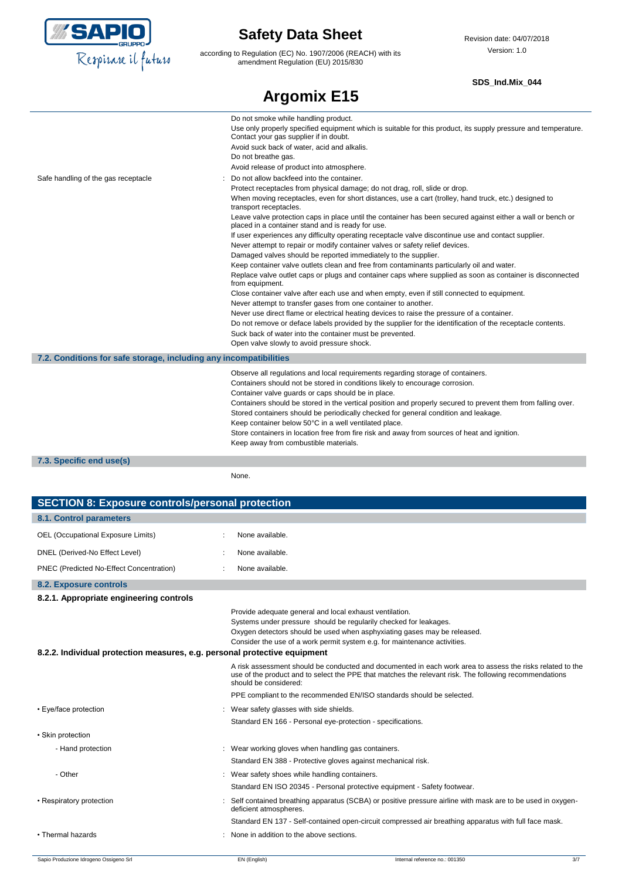Do not smoke while handling product.
Use only properly specified equipment which is suitable for this product, its supply pressure and temperature. Contact your gas supplier if in doubt.
Avoid suck back of water, acid and alkalis.
Do not breathe gas.
Avoid release of product into atmosphere.

Safe handling of the gas receptacle : Do not allow backfeed into the container.
Protect receptacles from physical damage; do not drag, roll, slide or drop.
When moving receptacles, even for short distances, use a cart (trolley, hand truck, etc.) designed to transport receptacles.
Leave valve protection caps in place until the container has been secured against either a wall or bench or placed in a container stand and is ready for use.
If user experiences any difficulty operating receptacle valve discontinue use and contact supplier.
Never attempt to repair or modify container valves or safety relief devices.
Damaged valves should be reported immediately to the supplier.
Keep container valve outlets clean and free from contaminants particularly oil and water.
Replace valve outlet caps or plugs and container caps where supplied as soon as container is disconnected from equipment.
Close container valve after each use and when empty, even if still connected to equipment.
Never attempt to transfer gases from one container to another.
Never use direct flame or electrical heating devices to raise the pressure of a container.
Do not remove or deface labels provided by the supplier for the identification of the receptacle contents.
Suck back of water into the container must be prevented.
Open valve slowly to avoid pressure shock.

### 7.2. Conditions for safe storage, including any incompatibilities

Observe all regulations and local requirements regarding storage of containers.
Containers should not be stored in conditions likely to encourage corrosion.
Container valve guards or caps should be in place.
Containers should be stored in the vertical position and properly secured to prevent them from falling over.
Stored containers should be periodically checked for general condition and leakage.
Keep container below 50°C in a well ventilated place.
Store containers in location free from fire risk and away from sources of heat and ignition.
Keep away from combustible materials.

### 7.3. Specific end use(s)

None.

## SECTION 8: Exposure controls/personal protection

### 8.1. Control parameters

OEL (Occupational Exposure Limits) : None available.

DNEL (Derived-No Effect Level) : None available.

PNEC (Predicted No-Effect Concentration) : None available.

### 8.2. Exposure controls

#### 8.2.1. Appropriate engineering controls

Provide adequate general and local exhaust ventilation.
Systems under pressure should be regularly checked for leakages.
Oxygen detectors should be used when asphyxiating gases may be released.
Consider the use of a work permit system e.g. for maintenance activities.

#### 8.2.2. Individual protection measures, e.g. personal protective equipment

A risk assessment should be conducted and documented in each work area to assess the risks related to the use of the product and to select the PPE that matches the relevant risk. The following recommendations should be considered:

PPE compliant to the recommended EN/ISO standards should be selected.

- Eye/face protection : Wear safety glasses with side shields.
  Standard EN 166 - Personal eye-protection - specifications.
- Skin protection
  - Hand protection : Wear working gloves when handling gas containers.
    Standard EN 388 - Protective gloves against mechanical risk.
  - Other : Wear safety shoes while handling containers.
    Standard EN ISO 20345 - Personal protective equipment - Safety footwear.
- Respiratory protection : Self contained breathing apparatus (SCBA) or positive pressure airline with mask are to be used in oxygen-deficient atmospheres.
  Standard EN 137 - Self-contained open-circuit compressed air breathing apparatus with full face mask.
- Thermal hazards : None in addition to the above sections.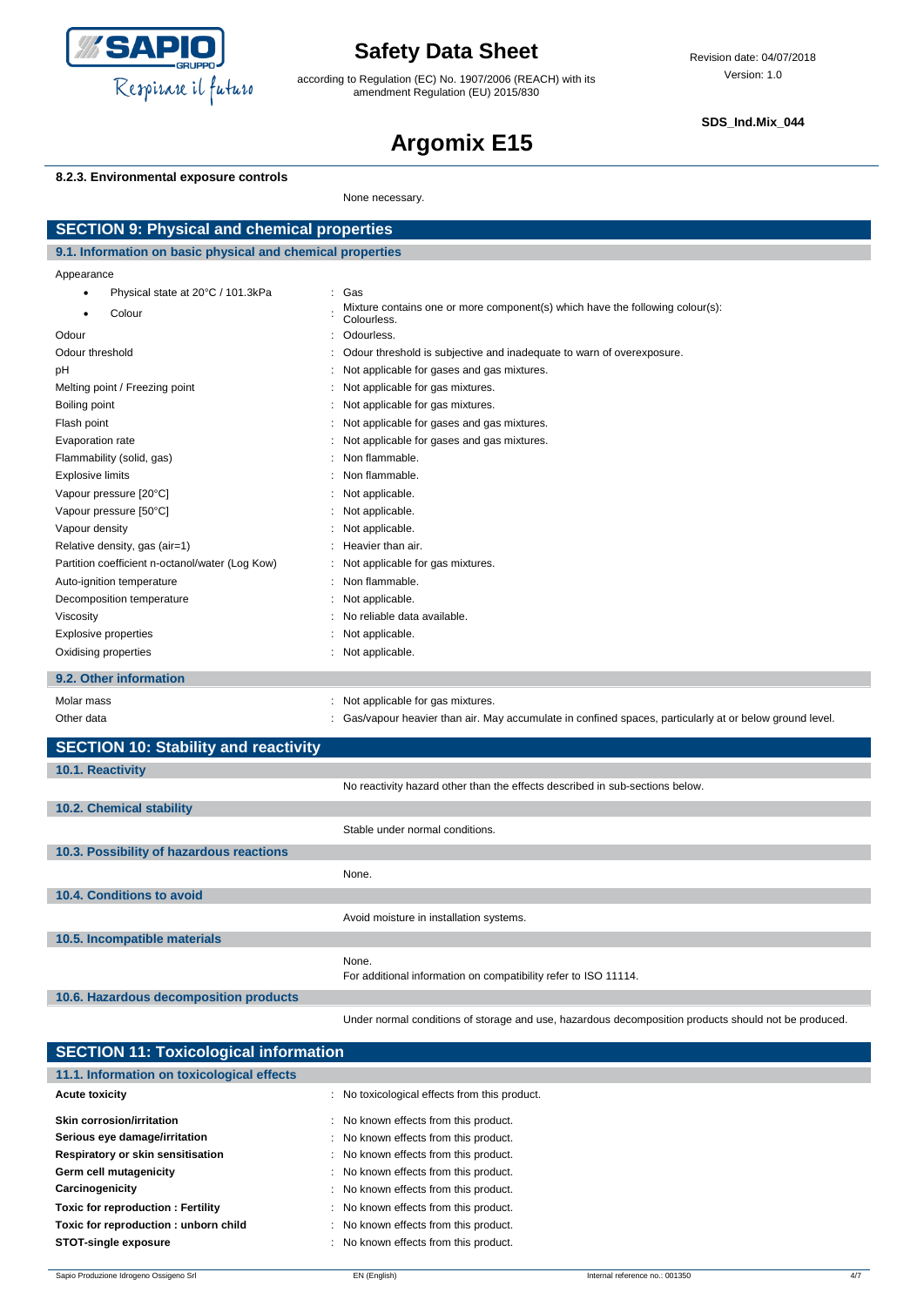#### 8.2.3. Environmental exposure controls

None necessary.

## SECTION 9: Physical and chemical properties

### 9.1. Information on basic physical and chemical properties

Appearance

- Physical state at 20°C / 101.3kPa : Gas
- Colour : Mixture contains one or more component(s) which have the following colour(s): Colourless.

| | |
|---|---|
| Odour | : Odourless. |
| Odour threshold | : Odour threshold is subjective and inadequate to warn of overexposure. |
| pH | : Not applicable for gases and gas mixtures. |
| Melting point / Freezing point | : Not applicable for gas mixtures. |
| Boiling point | : Not applicable for gas mixtures. |
| Flash point | : Not applicable for gases and gas mixtures. |
| Evaporation rate | : Not applicable for gases and gas mixtures. |
| Flammability (solid, gas) | : Non flammable. |
| Explosive limits | : Non flammable. |
| Vapour pressure [20°C] | : Not applicable. |
| Vapour pressure [50°C] | : Not applicable. |
| Vapour density | : Not applicable. |
| Relative density, gas (air=1) | : Heavier than air. |
| Partition coefficient n-octanol/water (Log Kow) | : Not applicable for gas mixtures. |
| Auto-ignition temperature | : Non flammable. |
| Decomposition temperature | : Not applicable. |
| Viscosity | : No reliable data available. |
| Explosive properties | : Not applicable. |
| Oxidising properties | : Not applicable. |

### 9.2. Other information

| | |
|---|---|
| Molar mass | : Not applicable for gas mixtures. |
| Other data | : Gas/vapour heavier than air. May accumulate in confined spaces, particularly at or below ground level. |

## SECTION 10: Stability and reactivity

### 10.1. Reactivity

No reactivity hazard other than the effects described in sub-sections below.

### 10.2. Chemical stability

Stable under normal conditions.

### 10.3. Possibility of hazardous reactions

None.

### 10.4. Conditions to avoid

Avoid moisture in installation systems.

### 10.5. Incompatible materials

None.
For additional information on compatibility refer to ISO 11114.

### 10.6. Hazardous decomposition products

Under normal conditions of storage and use, hazardous decomposition products should not be produced.

## SECTION 11: Toxicological information

### 11.1. Information on toxicological effects

| | |
|---|---|
| **Acute toxicity** | : No toxicological effects from this product. |
| **Skin corrosion/irritation** | : No known effects from this product. |
| **Serious eye damage/irritation** | : No known effects from this product. |
| **Respiratory or skin sensitisation** | : No known effects from this product. |
| **Germ cell mutagenicity** | : No known effects from this product. |
| **Carcinogenicity** | : No known effects from this product. |
| **Toxic for reproduction : Fertility** | : No known effects from this product. |
| **Toxic for reproduction : unborn child** | : No known effects from this product. |
| **STOT-single exposure** | : No known effects from this product. |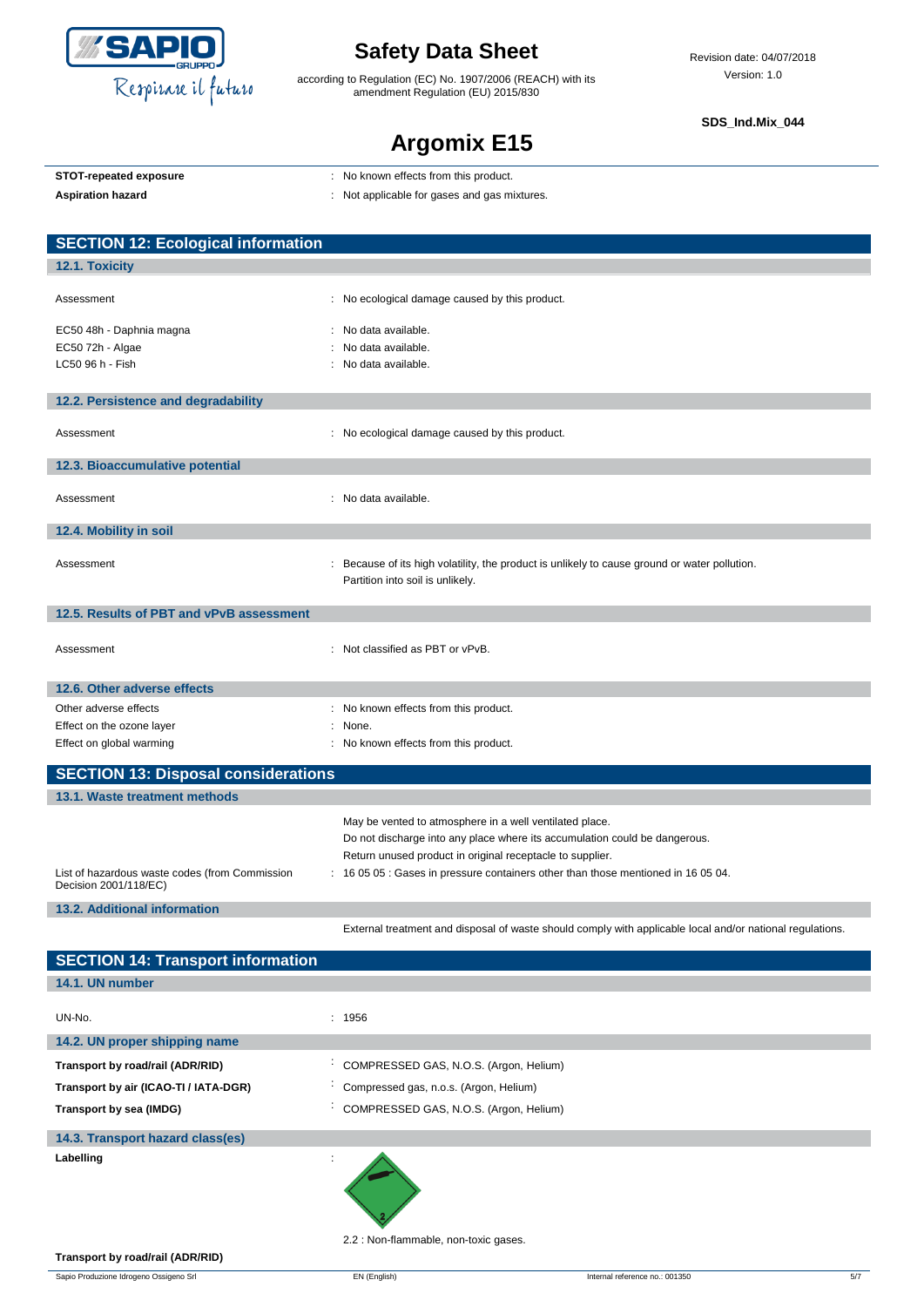| | |
|---|---|
| **STOT-repeated exposure** | : No known effects from this product. |
| **Aspiration hazard** | : Not applicable for gases and gas mixtures. |

## SECTION 12: Ecological information

### 12.1. Toxicity

| | |
|---|---|
| Assessment | : No ecological damage caused by this product. |
| EC50 48h - Daphnia magna | : No data available. |
| EC50 72h - Algae | : No data available. |
| LC50 96 h - Fish | : No data available. |

### 12.2. Persistence and degradability

| | |
|---|---|
| Assessment | : No ecological damage caused by this product. |

### 12.3. Bioaccumulative potential

| | |
|---|---|
| Assessment | : No data available. |

### 12.4. Mobility in soil

| | |
|---|---|
| Assessment | : Because of its high volatility, the product is unlikely to cause ground or water pollution. Partition into soil is unlikely. |

### 12.5. Results of PBT and vPvB assessment

| | |
|---|---|
| Assessment | : Not classified as PBT or vPvB. |

### 12.6. Other adverse effects

| | |
|---|---|
| Other adverse effects | : No known effects from this product. |
| Effect on the ozone layer | : None. |
| Effect on global warming | : No known effects from this product. |

## SECTION 13: Disposal considerations

### 13.1. Waste treatment methods

May be vented to atmosphere in a well ventilated place.
Do not discharge into any place where its accumulation could be dangerous.
Return unused product in original receptacle to supplier.

| | |
|---|---|
| List of hazardous waste codes (from Commission Decision 2001/118/EC) | : 16 05 05 : Gases in pressure containers other than those mentioned in 16 05 04. |

### 13.2. Additional information

External treatment and disposal of waste should comply with applicable local and/or national regulations.

## SECTION 14: Transport information

### 14.1. UN number

| | |
|---|---|
| UN-No. | : 1956 |

### 14.2. UN proper shipping name

| | |
|---|---|
| **Transport by road/rail (ADR/RID)** | : COMPRESSED GAS, N.O.S. (Argon, Helium) |
| **Transport by air (ICAO-TI / IATA-DGR)** | : Compressed gas, n.o.s. (Argon, Helium) |
| **Transport by sea (IMDG)** | : COMPRESSED GAS, N.O.S. (Argon, Helium) |

### 14.3. Transport hazard class(es)

**Labelling** :

2.2 : Non-flammable, non-toxic gases.

**Transport by road/rail (ADR/RID)**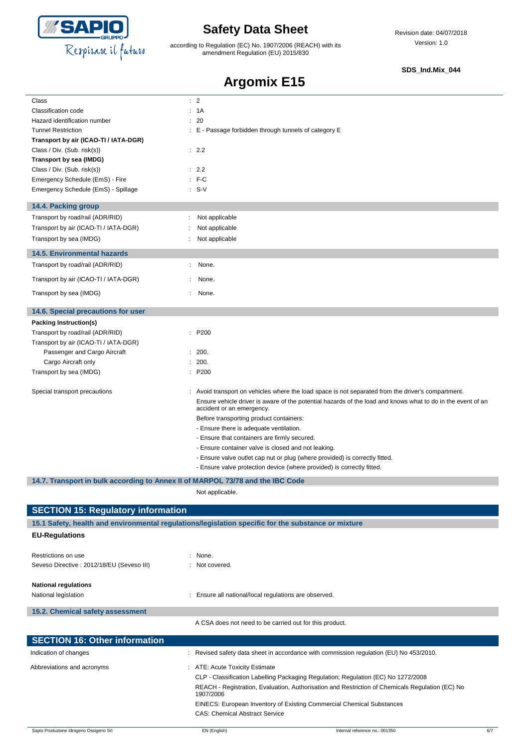| | |
|---|---|
| Class | : 2 |
| Classification code | : 1A |
| Hazard identification number | : 20 |
| Tunnel Restriction | : E - Passage forbidden through tunnels of category E |
| **Transport by air (ICAO-TI / IATA-DGR)** | |
| Class / Div. (Sub. risk(s)) | : 2.2 |
| **Transport by sea (IMDG)** | |
| Class / Div. (Sub. risk(s)) | : 2.2 |
| Emergency Schedule (EmS) - Fire | : F-C |
| Emergency Schedule (EmS) - Spillage | : S-V |

### 14.4. Packing group

| | |
|---|---|
| Transport by road/rail (ADR/RID) | : Not applicable |
| Transport by air (ICAO-TI / IATA-DGR) | : Not applicable |
| Transport by sea (IMDG) | : Not applicable |

### 14.5. Environmental hazards

| | |
|---|---|
| Transport by road/rail (ADR/RID) | : None. |
| Transport by air (ICAO-TI / IATA-DGR) | : None. |
| Transport by sea (IMDG) | : None. |

### 14.6. Special precautions for user

| | |
|---|---|
| **Packing Instruction(s)** | |
| Transport by road/rail (ADR/RID) | : P200 |
| Transport by air (ICAO-TI / IATA-DGR) | |
| Passenger and Cargo Aircraft | : 200. |
| Cargo Aircraft only | : 200. |
| Transport by sea (IMDG) | : P200 |

Special transport precautions : Avoid transport on vehicles where the load space is not separated from the driver's compartment.

Ensure vehicle driver is aware of the potential hazards of the load and knows what to do in the event of an accident or an emergency.

Before transporting product containers:

- Ensure there is adequate ventilation.
- Ensure that containers are firmly secured.
- Ensure container valve is closed and not leaking.
- Ensure valve outlet cap nut or plug (where provided) is correctly fitted.
- Ensure valve protection device (where provided) is correctly fitted.

### 14.7. Transport in bulk according to Annex II of MARPOL 73/78 and the IBC Code

Not applicable.

## SECTION 15: Regulatory information

### 15.1 Safety, health and environmental regulations/legislation specific for the substance or mixture

**EU-Regulations**

| | |
|---|---|
| Restrictions on use | : None. |
| Seveso Directive : 2012/18/EU (Seveso III) | : Not covered. |

**National regulations**

National legislation : Ensure all national/local regulations are observed.

### 15.2. Chemical safety assessment

A CSA does not need to be carried out for this product.

## SECTION 16: Other information

Indication of changes : Revised safety data sheet in accordance with commission regulation (EU) No 453/2010.

Abbreviations and acronyms : ATE: Acute Toxicity Estimate

CLP - Classification Labelling Packaging Regulation; Regulation (EC) No 1272/2008

REACH - Registration, Evaluation, Authorisation and Restriction of Chemicals Regulation (EC) No 1907/2006

EINECS: European Inventory of Existing Commercial Chemical Substances

CAS: Chemical Abstract Service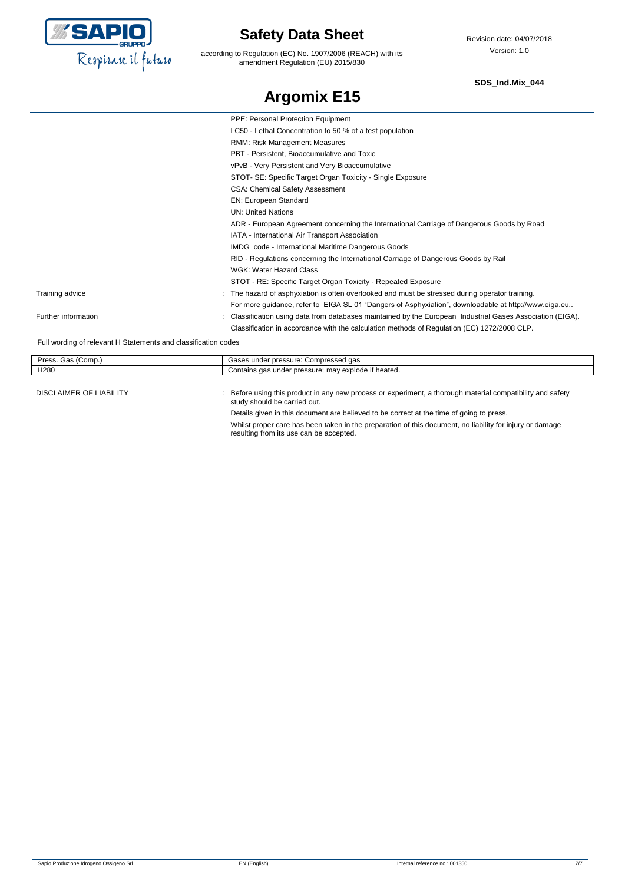PPE: Personal Protection Equipment
LC50 - Lethal Concentration to 50 % of a test population
RMM: Risk Management Measures
PBT - Persistent, Bioaccumulative and Toxic
vPvB - Very Persistent and Very Bioaccumulative
STOT- SE: Specific Target Organ Toxicity - Single Exposure
CSA: Chemical Safety Assessment
EN: European Standard
UN: United Nations
ADR - European Agreement concerning the International Carriage of Dangerous Goods by Road
IATA - International Air Transport Association
IMDG code - International Maritime Dangerous Goods
RID - Regulations concerning the International Carriage of Dangerous Goods by Rail
WGK: Water Hazard Class
STOT - RE: Specific Target Organ Toxicity - Repeated Exposure

Training advice : The hazard of asphyxiation is often overlooked and must be stressed during operator training.
For more guidance, refer to EIGA SL 01 "Dangers of Asphyxiation", downloadable at http://www.eiga.eu..

Further information : Classification using data from databases maintained by the European Industrial Gases Association (EIGA).
Classification in accordance with the calculation methods of Regulation (EC) 1272/2008 CLP.

Full wording of relevant H Statements and classification codes

| | |
|---|---|
| Press. Gas (Comp.) | Gases under pressure: Compressed gas |
| H280 | Contains gas under pressure; may explode if heated. |

DISCLAIMER OF LIABILITY : Before using this product in any new process or experiment, a thorough material compatibility and safety study should be carried out.
Details given in this document are believed to be correct at the time of going to press.
Whilst proper care has been taken in the preparation of this document, no liability for injury or damage resulting from its use can be accepted.